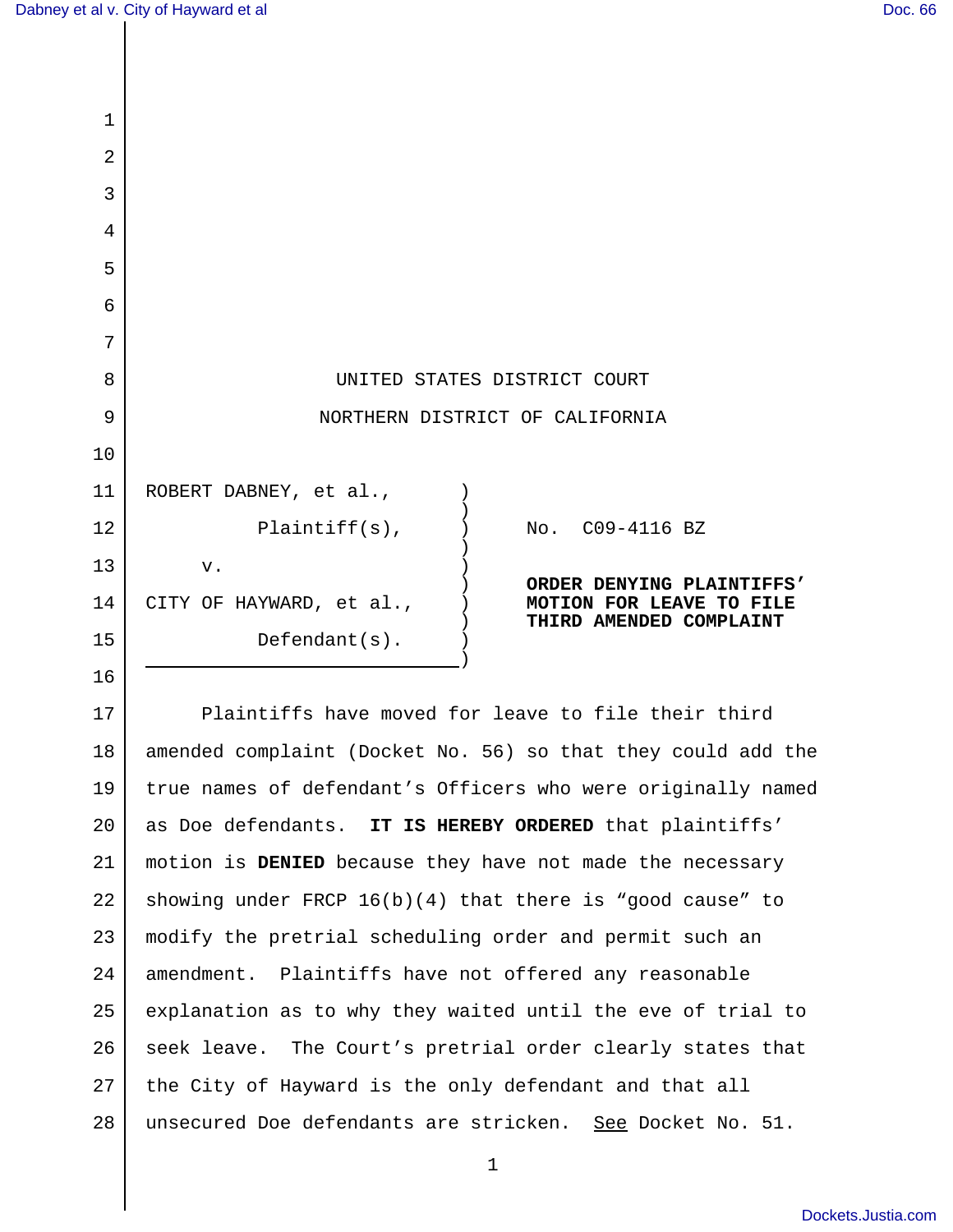UNITED STATES DISTRICT COURT

NORTHERN DISTRICT OF CALIFORNIA

| | |
|---|---|
| ROBERT DABNEY, et al., Plaintiff(s), v. CITY OF HAYWARD, et al., Defendant(s). | No. C09-4116 BZ **ORDER DENYING PLAINTIFFS' MOTION FOR LEAVE TO FILE THIRD AMENDED COMPLAINT** |

Plaintiffs have moved for leave to file their third amended complaint (Docket No. 56) so that they could add the true names of defendant's Officers who were originally named as Doe defendants. **IT IS HEREBY ORDERED** that plaintiffs' motion is **DENIED** because they have not made the necessary showing under FRCP 16(b)(4) that there is "good cause" to modify the pretrial scheduling order and permit such an amendment. Plaintiffs have not offered any reasonable explanation as to why they waited until the eve of trial to seek leave. The Court's pretrial order clearly states that the City of Hayward is the only defendant and that all unsecured Doe defendants are stricken. See Docket No. 51.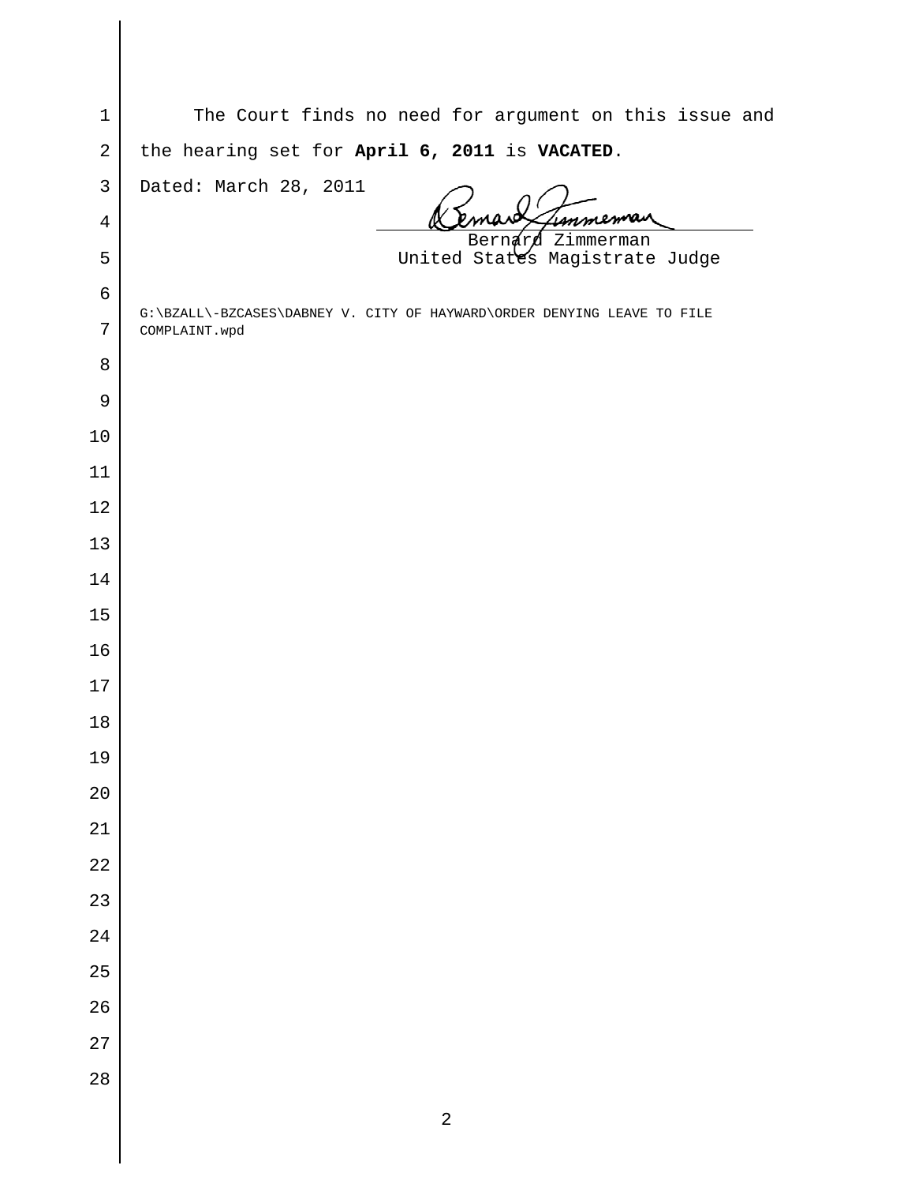The Court finds no need for argument on this issue and the hearing set for **April 6, 2011** is **VACATED**.

Dated: March 28, 2011

Bernard Zimmerman
United States Magistrate Judge

G:\BZALL\-BZCASES\DABNEY V. CITY OF HAYWARD\ORDER DENYING LEAVE TO FILE COMPLAINT.wpd